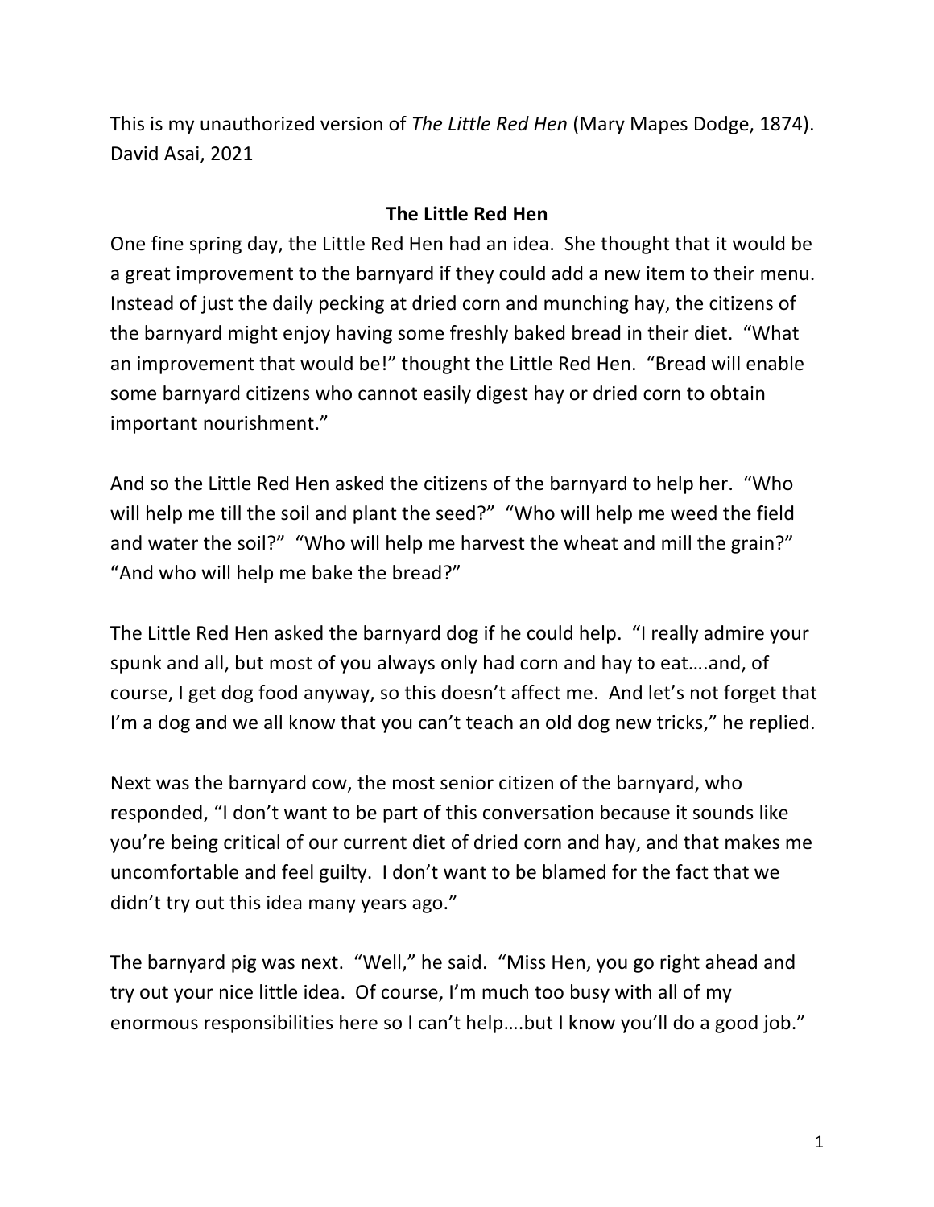This is my unauthorized version of *The Little Red Hen* (Mary Mapes Dodge, 1874). David Asai, 2021

## The Little Red Hen

One fine spring day, the Little Red Hen had an idea. She thought that it would be a great improvement to the barnyard if they could add a new item to their menu. Instead of just the daily pecking at dried corn and munching hay, the citizens of the barnyard might enjoy having some freshly baked bread in their diet. "What an improvement that would be!" thought the Little Red Hen. "Bread will enable some barnyard citizens who cannot easily digest hay or dried corn to obtain important nourishment."

And so the Little Red Hen asked the citizens of the barnyard to help her. "Who will help me till the soil and plant the seed?" "Who will help me weed the field and water the soil?" "Who will help me harvest the wheat and mill the grain?" "And who will help me bake the bread?"

The Little Red Hen asked the barnyard dog if he could help. "I really admire your spunk and all, but most of you always only had corn and hay to eat….and, of course, I get dog food anyway, so this doesn't affect me. And let's not forget that I'm a dog and we all know that you can't teach an old dog new tricks," he replied.

Next was the barnyard cow, the most senior citizen of the barnyard, who responded, "I don't want to be part of this conversation because it sounds like you're being critical of our current diet of dried corn and hay, and that makes me uncomfortable and feel guilty. I don't want to be blamed for the fact that we didn't try out this idea many years ago."

The barnyard pig was next. "Well," he said. "Miss Hen, you go right ahead and try out your nice little idea. Of course, I'm much too busy with all of my enormous responsibilities here so I can't help….but I know you'll do a good job."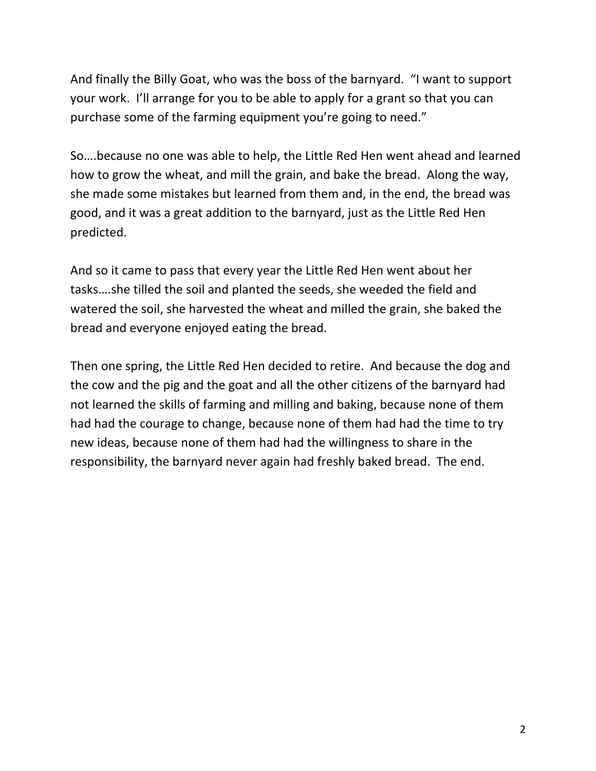And finally the Billy Goat, who was the boss of the barnyard.  "I want to support your work.  I'll arrange for you to be able to apply for a grant so that you can purchase some of the farming equipment you're going to need."

So….because no one was able to help, the Little Red Hen went ahead and learned how to grow the wheat, and mill the grain, and bake the bread.  Along the way, she made some mistakes but learned from them and, in the end, the bread was good, and it was a great addition to the barnyard, just as the Little Red Hen predicted.

And so it came to pass that every year the Little Red Hen went about her tasks….she tilled the soil and planted the seeds, she weeded the field and watered the soil, she harvested the wheat and milled the grain, she baked the bread and everyone enjoyed eating the bread.

Then one spring, the Little Red Hen decided to retire.  And because the dog and the cow and the pig and the goat and all the other citizens of the barnyard had not learned the skills of farming and milling and baking, because none of them had had the courage to change, because none of them had had the time to try new ideas, because none of them had had the willingness to share in the responsibility, the barnyard never again had freshly baked bread.  The end.